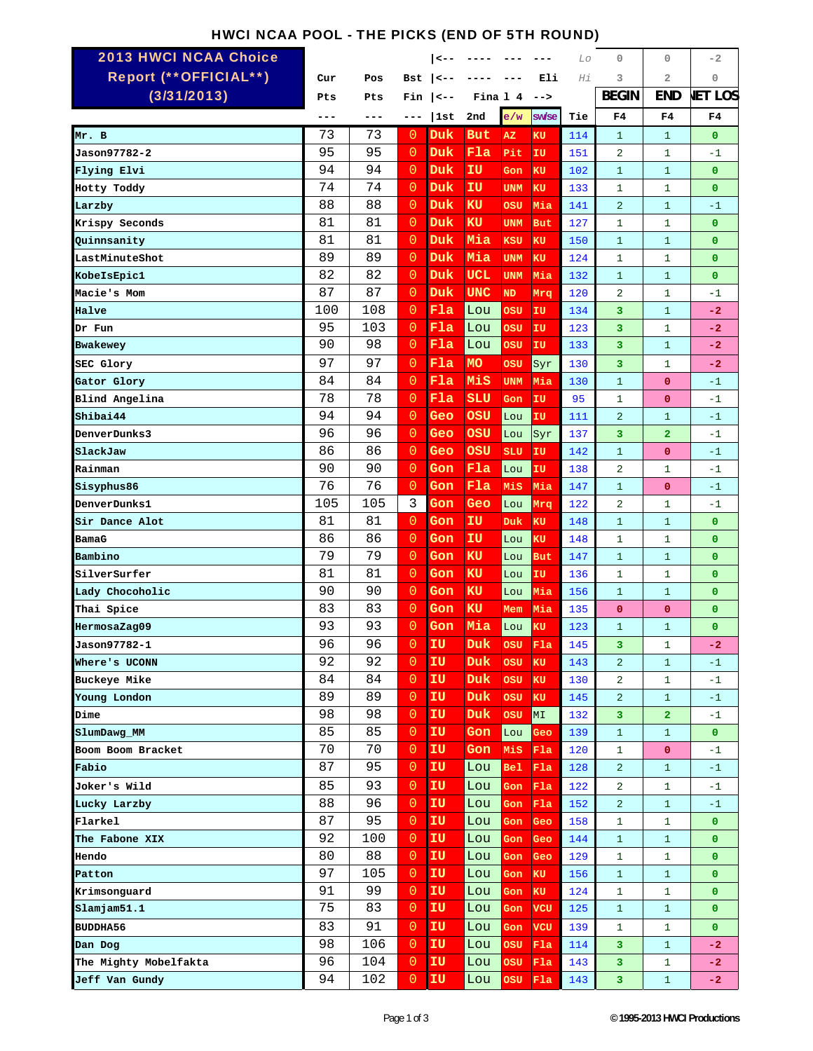# HWCI NCAA POOL - THE PICKS (END OF 5TH ROUND)

| 2013 HWCI NCAA Choice Report (**OFFICIAL**) (3/31/2013) | Cur Pts | Pos Pts | Bst Fin | \|<-- Final 4 | --> | e/w | sw/se | Tie | BEGIN F4 | END F4 | NET LOS F4 |
|---|---|---|---|---|---|---|---|---|---|---|---|
| | --- | --- | --- | \|1st | 2nd | e/w | sw/se | Lo / Hi / Eli | 0 / 3 | 0 / 2 | -2 / 0 |
| Mr. B | 73 | 73 | 0 | Duk | But | AZ | KU | 114 | 1 | 1 | 0 |
| Jason97782-2 | 95 | 95 | 0 | Duk | Fla | Pit | IU | 151 | 2 | 1 | -1 |
| Flying Elvi | 94 | 94 | 0 | Duk | IU | Gon | KU | 102 | 1 | 1 | 0 |
| Hotty Toddy | 74 | 74 | 0 | Duk | IU | UNM | KU | 133 | 1 | 1 | 0 |
| Larzby | 88 | 88 | 0 | Duk | KU | OSU | Mia | 141 | 2 | 1 | -1 |
| Krispy Seconds | 81 | 81 | 0 | Duk | KU | UNM | But | 127 | 1 | 1 | 0 |
| Quinnsanity | 81 | 81 | 0 | Duk | Mia | KSU | KU | 150 | 1 | 1 | 0 |
| LastMinuteShot | 89 | 89 | 0 | Duk | Mia | UNM | KU | 124 | 1 | 1 | 0 |
| KobeIsEpic1 | 82 | 82 | 0 | Duk | UCL | UNM | Mia | 132 | 1 | 1 | 0 |
| Macie's Mom | 87 | 87 | 0 | Duk | UNC | ND | Mrq | 120 | 2 | 1 | -1 |
| Halve | 100 | 108 | 0 | Fla | Lou | OSU | IU | 134 | 3 | 1 | -2 |
| Dr Fun | 95 | 103 | 0 | Fla | Lou | OSU | IU | 123 | 3 | 1 | -2 |
| Bwakewey | 90 | 98 | 0 | Fla | Lou | OSU | IU | 133 | 3 | 1 | -2 |
| SEC Glory | 97 | 97 | 0 | Fla | MO | OSU | Syr | 130 | 3 | 1 | -2 |
| Gator Glory | 84 | 84 | 0 | Fla | MiS | UNM | Mia | 130 | 1 | 0 | -1 |
| Blind Angelina | 78 | 78 | 0 | Fla | SLU | Gon | IU | 95 | 1 | 0 | -1 |
| Shibai44 | 94 | 94 | 0 | Geo | OSU | Lou | IU | 111 | 2 | 1 | -1 |
| DenverDunks3 | 96 | 96 | 0 | Geo | OSU | Lou | Syr | 137 | 3 | 2 | -1 |
| SlackJaw | 86 | 86 | 0 | Geo | OSU | SLU | IU | 142 | 1 | 0 | -1 |
| Rainman | 90 | 90 | 0 | Gon | Fla | Lou | IU | 138 | 2 | 1 | -1 |
| Sisyphus86 | 76 | 76 | 0 | Gon | Fla | MiS | Mia | 147 | 1 | 0 | -1 |
| DenverDunks1 | 105 | 105 | 3 | Gon | Geo | Lou | Mrq | 122 | 2 | 1 | -1 |
| Sir Dance Alot | 81 | 81 | 0 | Gon | IU | Duk | KU | 148 | 1 | 1 | 0 |
| BamaG | 86 | 86 | 0 | Gon | IU | Lou | KU | 148 | 1 | 1 | 0 |
| Bambino | 79 | 79 | 0 | Gon | KU | Lou | But | 147 | 1 | 1 | 0 |
| SilverSurfer | 81 | 81 | 0 | Gon | KU | Lou | IU | 136 | 1 | 1 | 0 |
| Lady Chocoholic | 90 | 90 | 0 | Gon | KU | Lou | Mia | 156 | 1 | 1 | 0 |
| Thai Spice | 83 | 83 | 0 | Gon | KU | Mem | Mia | 135 | 0 | 0 | 0 |
| HermosaZag09 | 93 | 93 | 0 | Gon | Mia | Lou | KU | 123 | 1 | 1 | 0 |
| Jason97782-1 | 96 | 96 | 0 | IU | Duk | OSU | Fla | 145 | 3 | 1 | -2 |
| Where's UCONN | 92 | 92 | 0 | IU | Duk | OSU | KU | 143 | 2 | 1 | -1 |
| Buckeye Mike | 84 | 84 | 0 | IU | Duk | OSU | KU | 130 | 2 | 1 | -1 |
| Young London | 89 | 89 | 0 | IU | Duk | OSU | KU | 145 | 2 | 1 | -1 |
| Dime | 98 | 98 | 0 | IU | Duk | OSU | MI | 132 | 3 | 2 | -1 |
| SlumDawg_MM | 85 | 85 | 0 | IU | Gon | Lou | Geo | 139 | 1 | 1 | 0 |
| Boom Boom Bracket | 70 | 70 | 0 | IU | Gon | MiS | Fla | 120 | 1 | 0 | -1 |
| Fabio | 87 | 95 | 0 | IU | Lou | Bel | Fla | 128 | 2 | 1 | -1 |
| Joker's Wild | 85 | 93 | 0 | IU | Lou | Gon | Fla | 122 | 2 | 1 | -1 |
| Lucky Larzby | 88 | 96 | 0 | IU | Lou | Gon | Fla | 152 | 2 | 1 | -1 |
| Flarkel | 87 | 95 | 0 | IU | Lou | Gon | Geo | 158 | 1 | 1 | 0 |
| The Fabone XIX | 92 | 100 | 0 | IU | Lou | Gon | Geo | 144 | 1 | 1 | 0 |
| Hendo | 80 | 88 | 0 | IU | Lou | Gon | Geo | 129 | 1 | 1 | 0 |
| Patton | 97 | 105 | 0 | IU | Lou | Gon | KU | 156 | 1 | 1 | 0 |
| Krimsonguard | 91 | 99 | 0 | IU | Lou | Gon | KU | 124 | 1 | 1 | 0 |
| Slamjam51.1 | 75 | 83 | 0 | IU | Lou | Gon | VCU | 125 | 1 | 1 | 0 |
| BUDDHA56 | 83 | 91 | 0 | IU | Lou | Gon | VCU | 139 | 1 | 1 | 0 |
| Dan Dog | 98 | 106 | 0 | IU | Lou | OSU | Fla | 114 | 3 | 1 | -2 |
| The Mighty Mobelfakta | 96 | 104 | 0 | IU | Lou | OSU | Fla | 143 | 3 | 1 | -2 |
| Jeff Van Gundy | 94 | 102 | 0 | IU | Lou | OSU | Fla | 143 | 3 | 1 | -2 |

©1995-2013 HWCI Productions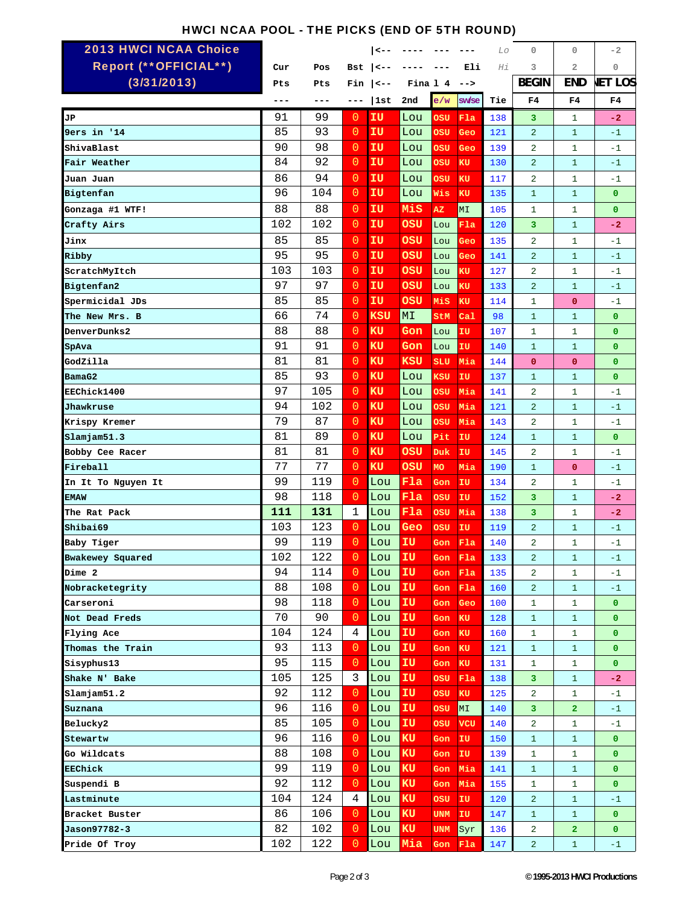# HWCI NCAA POOL - THE PICKS (END OF 5TH ROUND)

| 2013 HWCI NCAA Choice Report (**OFFICIAL**) (3/31/2013) | Cur Pts | Pos Pts | Bst Fin | \|<-- \|<-- \|<-- Fina l 4 | | ---- ---- | Eli | Lo Hi | 0 3 BEGIN | 0 2 END | -2 0 NET LOS |
|---|---|---|---|---|---|---|---|---|---|---|---|
| | --- | --- | --- | \|1st | 2nd | e/w | sw/se | Tie | F4 | F4 | F4 |
| JP | 91 | 99 | 0 | IU | Lou | OSU | Fla | 138 | 3 | 1 | -2 |
| 9ers in '14 | 85 | 93 | 0 | IU | Lou | OSU | Geo | 121 | 2 | 1 | -1 |
| ShivaBlast | 90 | 98 | 0 | IU | Lou | OSU | Geo | 139 | 2 | 1 | -1 |
| Fair Weather | 84 | 92 | 0 | IU | Lou | OSU | KU | 130 | 2 | 1 | -1 |
| Juan Juan | 86 | 94 | 0 | IU | Lou | OSU | KU | 117 | 2 | 1 | -1 |
| Bigtenfan | 96 | 104 | 0 | IU | Lou | Wis | KU | 135 | 1 | 1 | 0 |
| Gonzaga #1 WTF! | 88 | 88 | 0 | IU | MiS | AZ | MI | 105 | 1 | 1 | 0 |
| Crafty Airs | 102 | 102 | 0 | IU | OSU | Lou | Fla | 120 | 3 | 1 | -2 |
| Jinx | 85 | 85 | 0 | IU | OSU | Lou | Geo | 135 | 2 | 1 | -1 |
| Ribby | 95 | 95 | 0 | IU | OSU | Lou | Geo | 141 | 2 | 1 | -1 |
| ScratchMyItch | 103 | 103 | 0 | IU | OSU | Lou | KU | 127 | 2 | 1 | -1 |
| Bigtenfan2 | 97 | 97 | 0 | IU | OSU | Lou | KU | 133 | 2 | 1 | -1 |
| Spermicidal JDs | 85 | 85 | 0 | IU | OSU | MiS | KU | 114 | 1 | 0 | -1 |
| The New Mrs. B | 66 | 74 | 0 | KSU | MI | StM | Cal | 98 | 1 | 1 | 0 |
| DenverDunks2 | 88 | 88 | 0 | KU | Gon | Lou | IU | 107 | 1 | 1 | 0 |
| SpAva | 91 | 91 | 0 | KU | Gon | Lou | IU | 140 | 1 | 1 | 0 |
| GodZilla | 81 | 81 | 0 | KU | KSU | SLU | Mia | 144 | 0 | 0 | 0 |
| BamaG2 | 85 | 93 | 0 | KU | Lou | KSU | IU | 137 | 1 | 1 | 0 |
| EEChick1400 | 97 | 105 | 0 | KU | Lou | OSU | Mia | 141 | 2 | 1 | -1 |
| Jhawkruse | 94 | 102 | 0 | KU | Lou | OSU | Mia | 121 | 2 | 1 | -1 |
| Krispy Kremer | 79 | 87 | 0 | KU | Lou | OSU | Mia | 143 | 2 | 1 | -1 |
| Slamjam51.3 | 81 | 89 | 0 | KU | Lou | Pit | IU | 124 | 1 | 1 | 0 |
| Bobby Cee Racer | 81 | 81 | 0 | KU | OSU | Duk | IU | 145 | 2 | 1 | -1 |
| Fireball | 77 | 77 | 0 | KU | OSU | MO | Mia | 190 | 1 | 0 | -1 |
| In It To Nguyen It | 99 | 119 | 0 | Lou | Fla | Gon | IU | 134 | 2 | 1 | -1 |
| EMAW | 98 | 118 | 0 | Lou | Fla | OSU | IU | 152 | 3 | 1 | -2 |
| The Rat Pack | **111** | **131** | 1 | Lou | Fla | OSU | Mia | 138 | 3 | 1 | -2 |
| Shibai69 | 103 | 123 | 0 | Lou | Geo | OSU | IU | 119 | 2 | 1 | -1 |
| Baby Tiger | 99 | 119 | 0 | Lou | IU | Gon | Fla | 140 | 2 | 1 | -1 |
| Bwakewey Squared | 102 | 122 | 0 | Lou | IU | Gon | Fla | 133 | 2 | 1 | -1 |
| Dime 2 | 94 | 114 | 0 | Lou | IU | Gon | Fla | 135 | 2 | 1 | -1 |
| Nobracketegrity | 88 | 108 | 0 | Lou | IU | Gon | Fla | 160 | 2 | 1 | -1 |
| Carseroni | 98 | 118 | 0 | Lou | IU | Gon | Geo | 100 | 1 | 1 | 0 |
| Not Dead Freds | 70 | 90 | 0 | Lou | IU | Gon | KU | 128 | 1 | 1 | 0 |
| Flying Ace | 104 | 124 | 4 | Lou | IU | Gon | KU | 160 | 1 | 1 | 0 |
| Thomas the Train | 93 | 113 | 0 | Lou | IU | Gon | KU | 121 | 1 | 1 | 0 |
| Sisyphus13 | 95 | 115 | 0 | Lou | IU | Gon | KU | 131 | 1 | 1 | 0 |
| Shake N' Bake | 105 | 125 | 3 | Lou | IU | OSU | Fla | 138 | 3 | 1 | -2 |
| Slamjam51.2 | 92 | 112 | 0 | Lou | IU | OSU | KU | 125 | 2 | 1 | -1 |
| Suznana | 96 | 116 | 0 | Lou | IU | OSU | MI | 140 | 3 | 2 | -1 |
| Belucky2 | 85 | 105 | 0 | Lou | IU | OSU | VCU | 140 | 2 | 1 | -1 |
| Stewartw | 96 | 116 | 0 | Lou | KU | Gon | IU | 150 | 1 | 1 | 0 |
| Go Wildcats | 88 | 108 | 0 | Lou | KU | Gon | IU | 139 | 1 | 1 | 0 |
| EEChick | 99 | 119 | 0 | Lou | KU | Gon | Mia | 141 | 1 | 1 | 0 |
| Suspendi B | 92 | 112 | 0 | Lou | KU | Gon | Mia | 155 | 1 | 1 | 0 |
| Lastminute | 104 | 124 | 4 | Lou | KU | OSU | IU | 120 | 2 | 1 | -1 |
| Bracket Buster | 86 | 106 | 0 | Lou | KU | UNM | IU | 147 | 1 | 1 | 0 |
| Jason97782-3 | 82 | 102 | 0 | Lou | KU | UNM | Syr | 136 | 2 | 2 | 0 |
| Pride Of Troy | 102 | 122 | 0 | Lou | Mia | Gon | Fla | 147 | 2 | 1 | -1 |

©1995-2013 HWCI Productions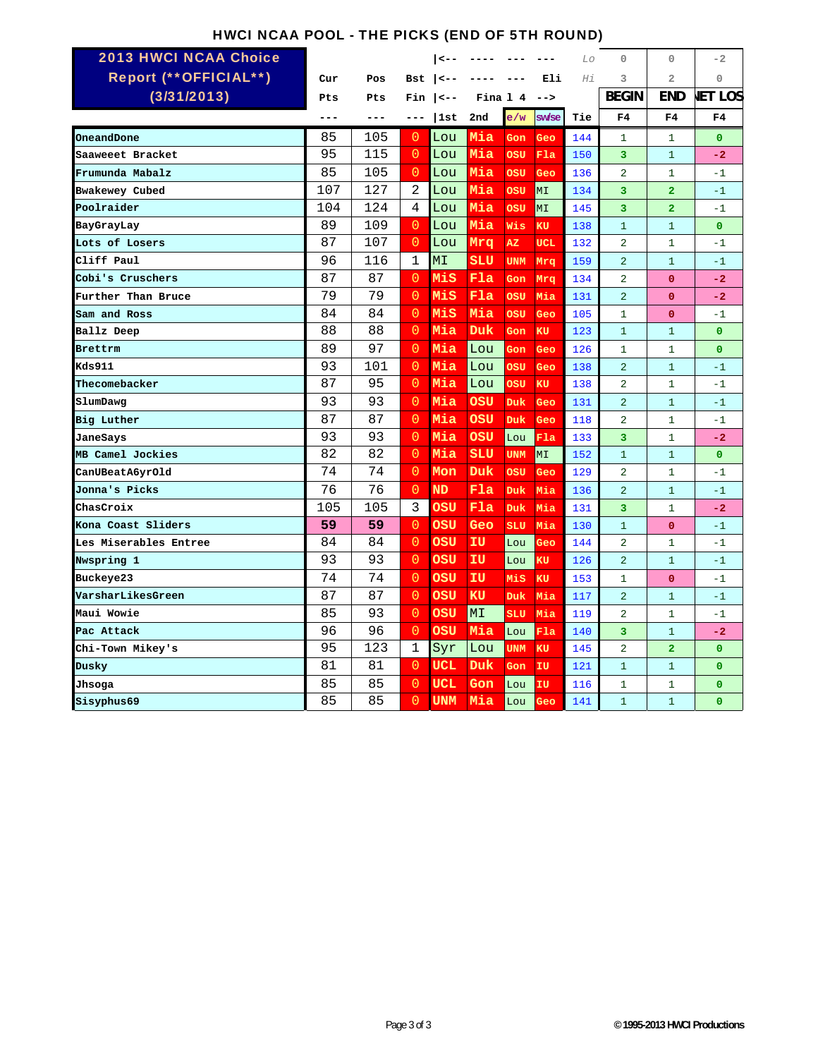# HWCI NCAA POOL - THE PICKS (END OF 5TH ROUND)

| 2013 HWCI NCAA Choice Report (**OFFICIAL**) (3/31/2013) | Cur Pts | Pos Pts | Bst Fin | \|<-- \|<-- \|<-- \|1st | ---- ---- Fina 2nd | --- --- l 4 e/w | --- Eli --> sw/se | Lo Hi Tie | 0 3 BEGIN F4 | 0 2 END F4 | -2 0 NET LOS F4 |
|---|---|---|---|---|---|---|---|---|---|---|---|
| | --- | --- | --- | | | | | | | | |
| OneandDone | 85 | 105 | 0 | Lou | Mia | Gon | Geo | 144 | 1 | 1 | 0 |
| Saaweeet Bracket | 95 | 115 | 0 | Lou | Mia | OSU | Fla | 150 | 3 | 1 | -2 |
| Frumunda Mabalz | 85 | 105 | 0 | Lou | Mia | OSU | Geo | 136 | 2 | 1 | -1 |
| Bwakewey Cubed | 107 | 127 | 2 | Lou | Mia | OSU | MI | 134 | 3 | 2 | -1 |
| Poolraider | 104 | 124 | 4 | Lou | Mia | OSU | MI | 145 | 3 | 2 | -1 |
| BayGrayLay | 89 | 109 | 0 | Lou | Mia | Wis | KU | 138 | 1 | 1 | 0 |
| Lots of Losers | 87 | 107 | 0 | Lou | Mrq | AZ | UCL | 132 | 2 | 1 | -1 |
| Cliff Paul | 96 | 116 | 1 | MI | SLU | UNM | Mrq | 159 | 2 | 1 | -1 |
| Cobi's Cruschers | 87 | 87 | 0 | MiS | Fla | Gon | Mrq | 134 | 2 | 0 | -2 |
| Further Than Bruce | 79 | 79 | 0 | MiS | Fla | OSU | Mia | 131 | 2 | 0 | -2 |
| Sam and Ross | 84 | 84 | 0 | MiS | Mia | OSU | Geo | 105 | 1 | 0 | -1 |
| Ballz Deep | 88 | 88 | 0 | Mia | Duk | Gon | KU | 123 | 1 | 1 | 0 |
| Brettrm | 89 | 97 | 0 | Mia | Lou | Gon | Geo | 126 | 1 | 1 | 0 |
| Kds911 | 93 | 101 | 0 | Mia | Lou | OSU | Geo | 138 | 2 | 1 | -1 |
| Thecomebacker | 87 | 95 | 0 | Mia | Lou | OSU | KU | 138 | 2 | 1 | -1 |
| SlumDawg | 93 | 93 | 0 | Mia | OSU | Duk | Geo | 131 | 2 | 1 | -1 |
| Big Luther | 87 | 87 | 0 | Mia | OSU | Duk | Geo | 118 | 2 | 1 | -1 |
| JaneSays | 93 | 93 | 0 | Mia | OSU | Lou | Fla | 133 | 3 | 1 | -2 |
| MB Camel Jockies | 82 | 82 | 0 | Mia | SLU | UNM | MI | 152 | 1 | 1 | 0 |
| CanUBeatA6yrOld | 74 | 74 | 0 | Mon | Duk | OSU | Geo | 129 | 2 | 1 | -1 |
| Jonna's Picks | 76 | 76 | 0 | ND | Fla | Duk | Mia | 136 | 2 | 1 | -1 |
| ChasCroix | 105 | 105 | 3 | OSU | Fla | Duk | Mia | 131 | 3 | 1 | -2 |
| Kona Coast Sliders | 59 | 59 | 0 | OSU | Geo | SLU | Mia | 130 | 1 | 0 | -1 |
| Les Miserables Entree | 84 | 84 | 0 | OSU | IU | Lou | Geo | 144 | 2 | 1 | -1 |
| Nwspring 1 | 93 | 93 | 0 | OSU | IU | Lou | KU | 126 | 2 | 1 | -1 |
| Buckeye23 | 74 | 74 | 0 | OSU | IU | MiS | KU | 153 | 1 | 0 | -1 |
| VarsharLikesGreen | 87 | 87 | 0 | OSU | KU | Duk | Mia | 117 | 2 | 1 | -1 |
| Maui Wowie | 85 | 93 | 0 | OSU | MI | SLU | Mia | 119 | 2 | 1 | -1 |
| Pac Attack | 96 | 96 | 0 | OSU | Mia | Lou | Fla | 140 | 3 | 1 | -2 |
| Chi-Town Mikey's | 95 | 123 | 1 | Syr | Lou | UNM | KU | 145 | 2 | 2 | 0 |
| Dusky | 81 | 81 | 0 | UCL | Duk | Gon | IU | 121 | 1 | 1 | 0 |
| Jhsoga | 85 | 85 | 0 | UCL | Gon | Lou | IU | 116 | 1 | 1 | 0 |
| Sisyphus69 | 85 | 85 | 0 | UNM | Mia | Lou | Geo | 141 | 1 | 1 | 0 |

©1995-2013 HWCI Productions